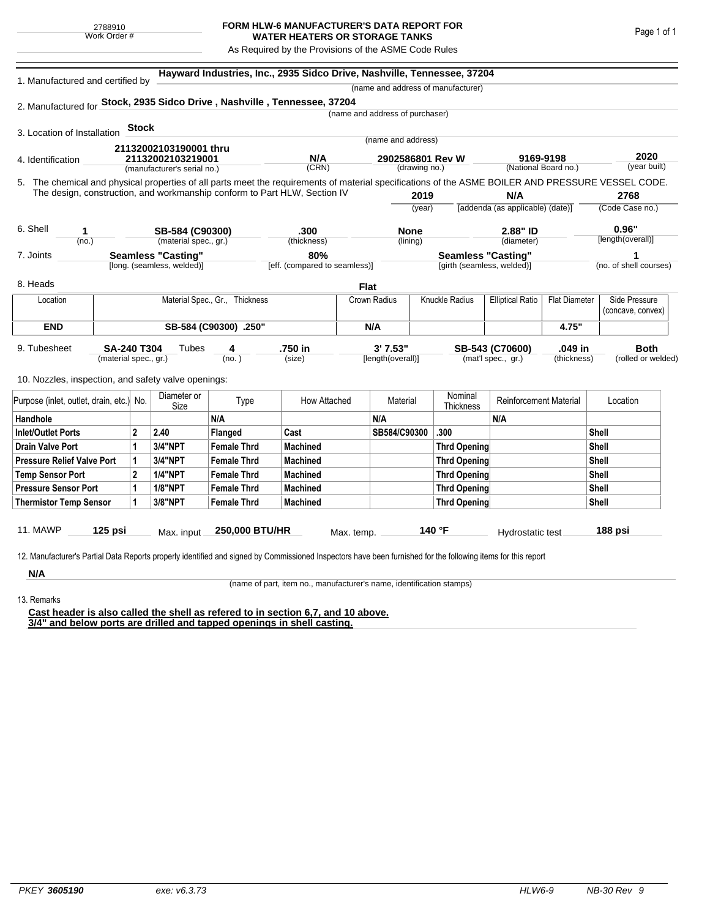2788910
Work Order #

# FORM HLW-6 MANUFACTURER'S DATA REPORT FOR WATER HEATERS OR STORAGE TANKS

As Required by the Provisions of the ASME Code Rules

1. Manufactured and certified by **Hayward Industries, Inc., 2935 Sidco Drive, Nashville, Tennessee, 37204**
(name and address of manufacturer)

2. Manufactured for **Stock, 2935 Sidco Drive , Nashville , Tennessee, 37204**
(name and address of purchaser)

3. Location of Installation **Stock**
(name and address)

4. Identification **21132002103190001 thru 21132002103219001** (manufacturer's serial no.) **N/A** (CRN) **2902586801 Rev W** (drawing no.) **9169-9198** (National Board no.) **2020** (year built)

5. The chemical and physical properties of all parts meet the requirements of material specifications of the ASME BOILER AND PRESSURE VESSEL CODE. The design, construction, and workmanship conform to Part HLW, Section IV **2019** (year) **N/A** [addenda (as applicable) (date)] **2768** (Code Case no.)

6. Shell **1** (no.) **SB-584 (C90300)** (material spec., gr.) **.300** (thickness) **None** (lining) **2.88" ID** (diameter) **0.96"** [length(overall)]

7. Joints **Seamless "Casting"** [long. (seamless, welded)] **80%** [eff. (compared to seamless)] **Seamless "Casting"** [girth (seamless, welded)] **1** (no. of shell courses)

8. Heads **Flat**

| Location | Material Spec., Gr., Thickness | Crown Radius | Knuckle Radius | Elliptical Ratio | Flat Diameter | Side Pressure (concave, convex) |
|---|---|---|---|---|---|---|
| **END** | **SB-584 (C90300) .250"** | **N/A** | | | **4.75"** | |

9. Tubesheet **SA-240 T304** (material spec., gr.) Tubes **4** (no.) **.750 in** (size) **3' 7.53"** [length(overall)] **SB-543 (C70600)** (mat'l spec., gr.) **.049 in** (thickness) **Both** (rolled or welded)

10. Nozzles, inspection, and safety valve openings:

| Purpose (inlet, outlet, drain, etc.) | No. | Diameter or Size | Type | How Attached | Material | Nominal Thickness | Reinforcement Material | Location |
|---|---|---|---|---|---|---|---|---|
| **Handhole** | | | **N/A** | | **N/A** | | **N/A** | |
| **Inlet/Outlet Ports** | **2** | **2.40** | **Flanged** | **Cast** | **SB584/C90300** | **.300** | | **Shell** |
| **Drain Valve Port** | **1** | **3/4"NPT** | **Female Thrd** | **Machined** | | **Thrd Opening** | | **Shell** |
| **Pressure Relief Valve Port** | **1** | **3/4"NPT** | **Female Thrd** | **Machined** | | **Thrd Opening** | | **Shell** |
| **Temp Sensor Port** | **2** | **1/4"NPT** | **Female Thrd** | **Machined** | | **Thrd Opening** | | **Shell** |
| **Pressure Sensor Port** | **1** | **1/8"NPT** | **Female Thrd** | **Machined** | | **Thrd Opening** | | **Shell** |
| **Thermistor Temp Sensor** | **1** | **3/8"NPT** | **Female Thrd** | **Machined** | | **Thrd Opening** | | **Shell** |

11. MAWP **125 psi** Max. input **250,000 BTU/HR** Max. temp. **140 °F** Hydrostatic test **188 psi**

12. Manufacturer's Partial Data Reports properly identified and signed by Commissioned Inspectors have been furnished for the following items for this report

**N/A**
(name of part, item no., manufacturer's name, identification stamps)

13. Remarks

**Cast header is also called the shell as refered to in section 6,7, and 10 above.**
**3/4" and below ports are drilled and tapped openings in shell casting.**

PKEY **3605190** exe: v6.3.73 HLW6-9 NB-30 Rev 9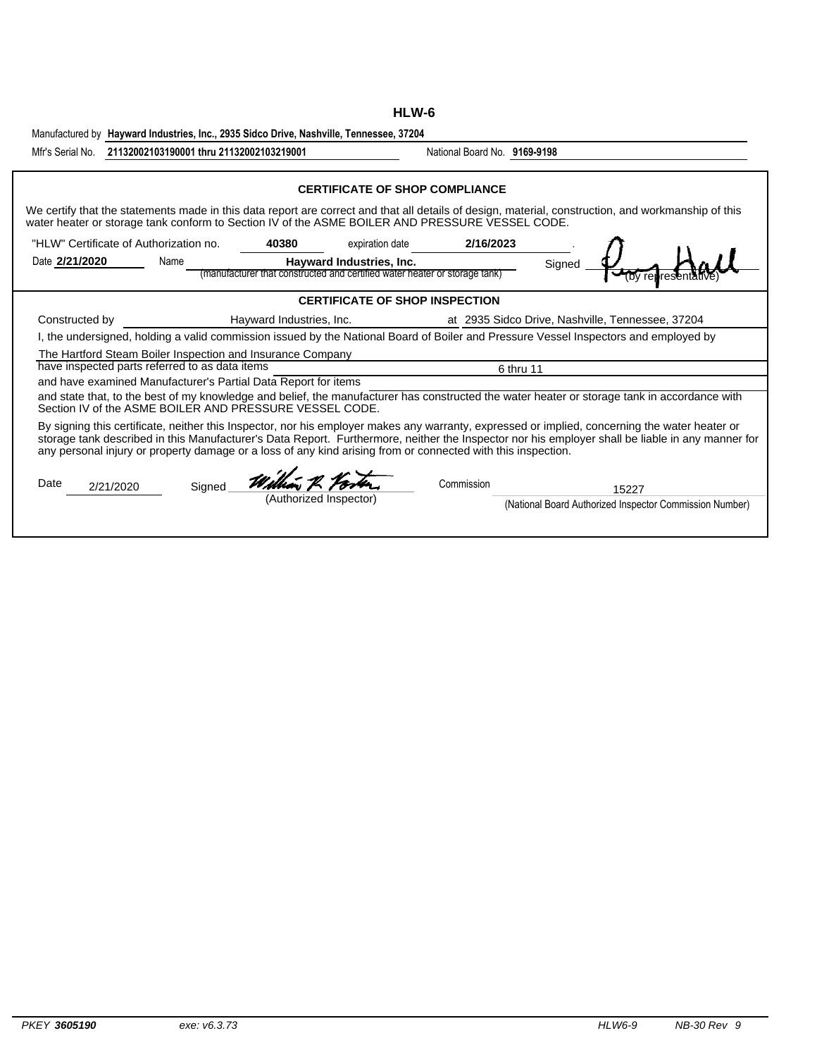# HLW-6

Manufactured by **Hayward Industries, Inc., 2935 Sidco Drive, Nashville, Tennessee, 37204**

Mfr's Serial No. **21132002103190001 thru 21132002103219001** National Board No. **9169-9198**

## CERTIFICATE OF SHOP COMPLIANCE

We certify that the statements made in this data report are correct and that all details of design, material, construction, and workmanship of this water heater or storage tank conform to Section IV of the ASME BOILER AND PRESSURE VESSEL CODE.

"HLW" Certificate of Authorization no. **40380** expiration date **2/16/2023**.

Date **2/21/2020** Name **Hayward Industries, Inc.** (manufacturer that constructed and certified water heater or storage tank) Signed (by representative)

## CERTIFICATE OF SHOP INSPECTION

Constructed by Hayward Industries, Inc. at 2935 Sidco Drive, Nashville, Tennessee, 37204

I, the undersigned, holding a valid commission issued by the National Board of Boiler and Pressure Vessel Inspectors and employed by The Hartford Steam Boiler Inspection and Insurance Company

have inspected parts referred to as data items 6 thru 11

and have examined Manufacturer's Partial Data Report for items

and state that, to the best of my knowledge and belief, the manufacturer has constructed the water heater or storage tank in accordance with Section IV of the ASME BOILER AND PRESSURE VESSEL CODE.

By signing this certificate, neither this Inspector, nor his employer makes any warranty, expressed or implied, concerning the water heater or storage tank described in this Manufacturer's Data Report. Furthermore, neither the Inspector nor his employer shall be liable in any manner for any personal injury or property damage or a loss of any kind arising from or connected with this inspection.

Date 2/21/2020 Signed (Authorized Inspector) Commission 15227 (National Board Authorized Inspector Commission Number)

*PKEY* ***3605190*** *exe: v6.3.73* *HLW6-9* *NB-30 Rev 9*